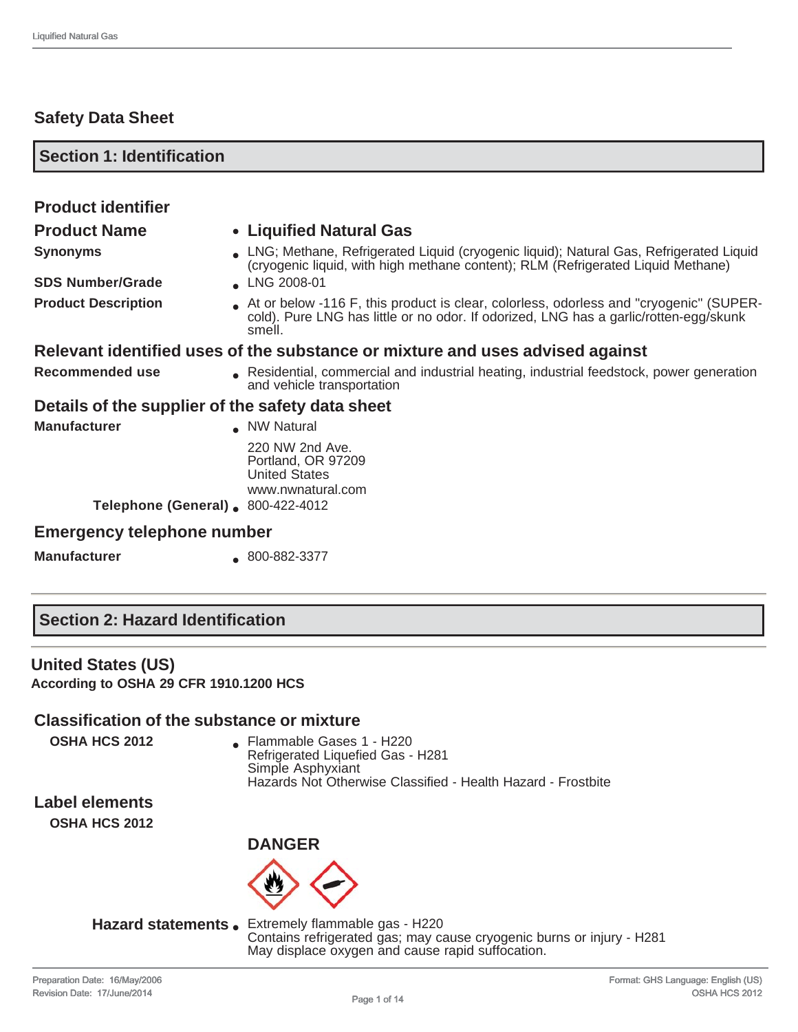# Safety Data Sheet

## Section 1: Identification

### Product identifier

| | |
|---|---|
| **Product Name** | **Liquified Natural Gas** |
| **Synonyms** | LNG; Methane, Refrigerated Liquid (cryogenic liquid); Natural Gas, Refrigerated Liquid (cryogenic liquid, with high methane content); RLM (Refrigerated Liquid Methane) |
| **SDS Number/Grade** | LNG 2008-01 |
| **Product Description** | At or below -116 F, this product is clear, colorless, odorless and "cryogenic" (SUPER-cold). Pure LNG has little or no odor. If odorized, LNG has a garlic/rotten-egg/skunk smell. |

### Relevant identified uses of the substance or mixture and uses advised against

| | |
|---|---|
| **Recommended use** | Residential, commercial and industrial heating, industrial feedstock, power generation and vehicle transportation |

### Details of the supplier of the safety data sheet

| | |
|---|---|
| **Manufacturer** | NW Natural<br>220 NW 2nd Ave.<br>Portland, OR 97209<br>United States<br>www.nwnatural.com |
| **Telephone (General)** | 800-422-4012 |

### Emergency telephone number

| | |
|---|---|
| **Manufacturer** | 800-882-3377 |

## Section 2: Hazard Identification

### United States (US)

**According to OSHA 29 CFR 1910.1200 HCS**

### Classification of the substance or mixture

**OSHA HCS 2012**

- Flammable Gases 1 - H220
- Refrigerated Liquefied Gas - H281
- Simple Asphyxiant
- Hazards Not Otherwise Classified - Health Hazard - Frostbite

### Label elements

**OSHA HCS 2012**

**DANGER**

**Hazard statements**

- Extremely flammable gas - H220
- Contains refrigerated gas; may cause cryogenic burns or injury - H281
- May displace oxygen and cause rapid suffocation.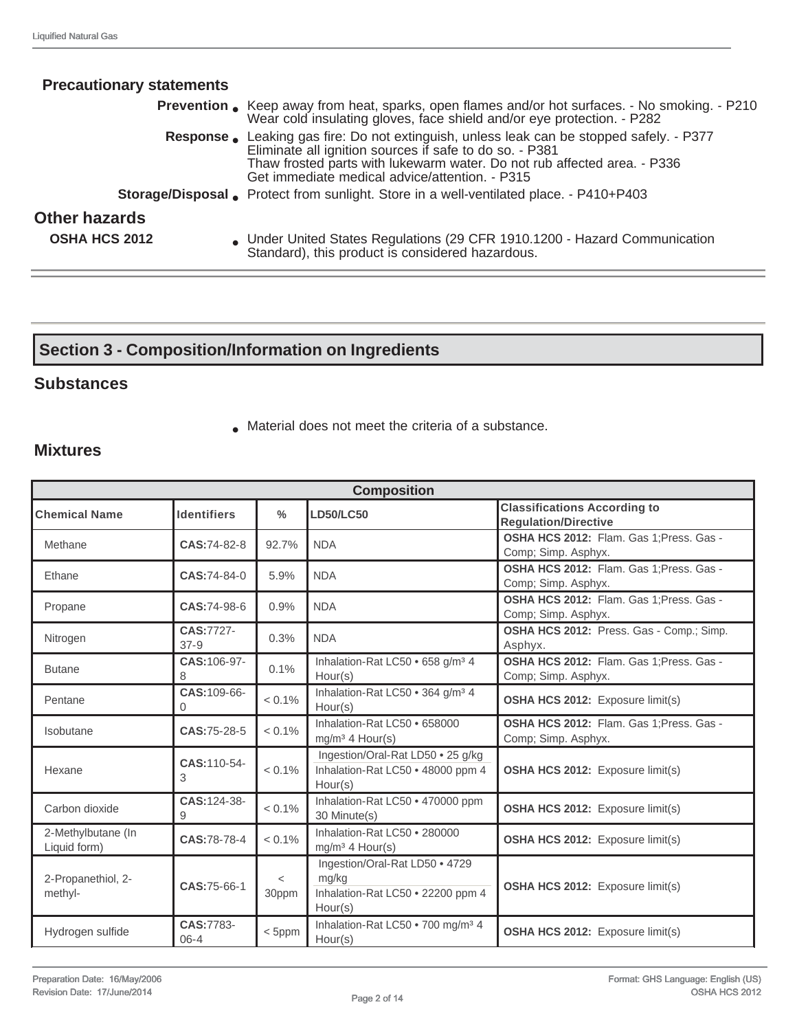### Precautionary statements

**Prevention**
- Keep away from heat, sparks, open flames and/or hot surfaces. - No smoking. - P210
  Wear cold insulating gloves, face shield and/or eye protection. - P282

**Response**
- Leaking gas fire: Do not extinguish, unless leak can be stopped safely. - P377
  Eliminate all ignition sources if safe to do so. - P381
  Thaw frosted parts with lukewarm water. Do not rub affected area. - P336
  Get immediate medical advice/attention. - P315

**Storage/Disposal**
- Protect from sunlight. Store in a well-ventilated place. - P410+P403

### Other hazards

**OSHA HCS 2012**
- Under United States Regulations (29 CFR 1910.1200 - Hazard Communication Standard), this product is considered hazardous.

## Section 3 - Composition/Information on Ingredients

### Substances

- Material does not meet the criteria of a substance.

### Mixtures

| Composition | | | | |
|---|---|---|---|---|
| **Chemical Name** | **Identifiers** | **%** | **LD50/LC50** | **Classifications According to Regulation/Directive** |
| Methane | **CAS:**74-82-8 | 92.7% | NDA | **OSHA HCS 2012:** Flam. Gas 1;Press. Gas - Comp; Simp. Asphyx. |
| Ethane | **CAS:**74-84-0 | 5.9% | NDA | **OSHA HCS 2012:** Flam. Gas 1;Press. Gas - Comp; Simp. Asphyx. |
| Propane | **CAS:**74-98-6 | 0.9% | NDA | **OSHA HCS 2012:** Flam. Gas 1;Press. Gas - Comp; Simp. Asphyx. |
| Nitrogen | **CAS:**7727-37-9 | 0.3% | NDA | **OSHA HCS 2012:** Press. Gas - Comp.; Simp. Asphyx. |
| Butane | **CAS:**106-97-8 | 0.1% | Inhalation-Rat LC50 • 658 g/m³ 4 Hour(s) | **OSHA HCS 2012:** Flam. Gas 1;Press. Gas - Comp; Simp. Asphyx. |
| Pentane | **CAS:**109-66-0 | < 0.1% | Inhalation-Rat LC50 • 364 g/m³ 4 Hour(s) | **OSHA HCS 2012:** Exposure limit(s) |
| Isobutane | **CAS:**75-28-5 | < 0.1% | Inhalation-Rat LC50 • 658000 mg/m³ 4 Hour(s) | **OSHA HCS 2012:** Flam. Gas 1;Press. Gas - Comp; Simp. Asphyx. |
| Hexane | **CAS:**110-54-3 | < 0.1% | Ingestion/Oral-Rat LD50 • 25 g/kg<br>Inhalation-Rat LC50 • 48000 ppm 4 Hour(s) | **OSHA HCS 2012:** Exposure limit(s) |
| Carbon dioxide | **CAS:**124-38-9 | < 0.1% | Inhalation-Rat LC50 • 470000 ppm 30 Minute(s) | **OSHA HCS 2012:** Exposure limit(s) |
| 2-Methylbutane (In Liquid form) | **CAS:**78-78-4 | < 0.1% | Inhalation-Rat LC50 • 280000 mg/m³ 4 Hour(s) | **OSHA HCS 2012:** Exposure limit(s) |
| 2-Propanethiol, 2-methyl- | **CAS:**75-66-1 | < 30ppm | Ingestion/Oral-Rat LD50 • 4729 mg/kg<br>Inhalation-Rat LC50 • 22200 ppm 4 Hour(s) | **OSHA HCS 2012:** Exposure limit(s) |
| Hydrogen sulfide | **CAS:**7783-06-4 | < 5ppm | Inhalation-Rat LC50 • 700 mg/m³ 4 Hour(s) | **OSHA HCS 2012:** Exposure limit(s) |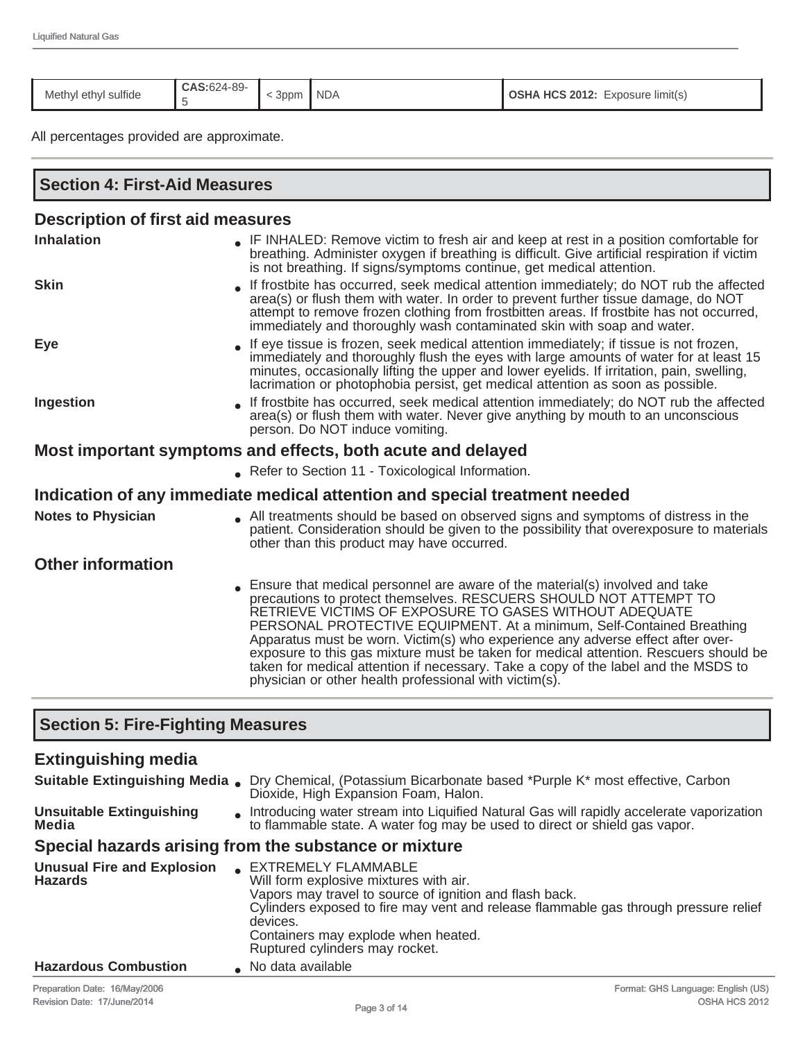| Methyl ethyl sulfide | **CAS:**624-89-5 | < 3ppm | NDA | **OSHA HCS 2012:** Exposure limit(s) |
|---|---|---|---|---|

All percentages provided are approximate.

## Section 4: First-Aid Measures

### Description of first aid measures

**Inhalation**

- IF INHALED: Remove victim to fresh air and keep at rest in a position comfortable for breathing. Administer oxygen if breathing is difficult. Give artificial respiration if victim is not breathing. If signs/symptoms continue, get medical attention.

**Skin**

- If frostbite has occurred, seek medical attention immediately; do NOT rub the affected area(s) or flush them with water. In order to prevent further tissue damage, do NOT attempt to remove frozen clothing from frostbitten areas. If frostbite has not occurred, immediately and thoroughly wash contaminated skin with soap and water.

**Eye**

- If eye tissue is frozen, seek medical attention immediately; if tissue is not frozen, immediately and thoroughly flush the eyes with large amounts of water for at least 15 minutes, occasionally lifting the upper and lower eyelids. If irritation, pain, swelling, lacrimation or photophobia persist, get medical attention as soon as possible.

**Ingestion**

- If frostbite has occurred, seek medical attention immediately; do NOT rub the affected area(s) or flush them with water. Never give anything by mouth to an unconscious person. Do NOT induce vomiting.

### Most important symptoms and effects, both acute and delayed

- Refer to Section 11 - Toxicological Information.

### Indication of any immediate medical attention and special treatment needed

**Notes to Physician**

- All treatments should be based on observed signs and symptoms of distress in the patient. Consideration should be given to the possibility that overexposure to materials other than this product may have occurred.

### Other information

- Ensure that medical personnel are aware of the material(s) involved and take precautions to protect themselves. RESCUERS SHOULD NOT ATTEMPT TO RETRIEVE VICTIMS OF EXPOSURE TO GASES WITHOUT ADEQUATE PERSONAL PROTECTIVE EQUIPMENT. At a minimum, Self-Contained Breathing Apparatus must be worn. Victim(s) who experience any adverse effect after over-exposure to this gas mixture must be taken for medical attention. Rescuers should be taken for medical attention if necessary. Take a copy of the label and the MSDS to physician or other health professional with victim(s).

## Section 5: Fire-Fighting Measures

### Extinguishing media

**Suitable Extinguishing Media**

- Dry Chemical, (Potassium Bicarbonate based *Purple K* most effective, Carbon Dioxide, High Expansion Foam, Halon.

**Unsuitable Extinguishing Media**

- Introducing water stream into Liquified Natural Gas will rapidly accelerate vaporization to flammable state. A water fog may be used to direct or shield gas vapor.

### Special hazards arising from the substance or mixture

**Unusual Fire and Explosion Hazards**

- EXTREMELY FLAMMABLE
  Will form explosive mixtures with air.
  Vapors may travel to source of ignition and flash back.
  Cylinders exposed to fire may vent and release flammable gas through pressure relief devices.
  Containers may explode when heated.
  Ruptured cylinders may rocket.

**Hazardous Combustion**

- No data available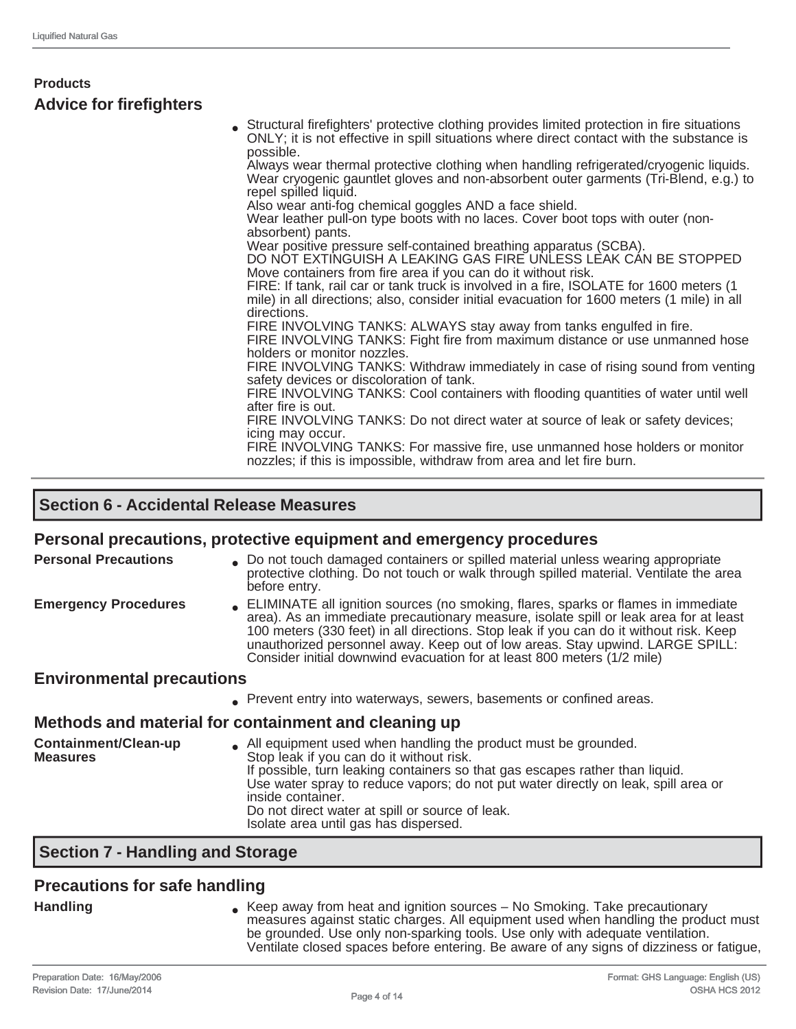**Products**

### Advice for firefighters

- Structural firefighters' protective clothing provides limited protection in fire situations ONLY; it is not effective in spill situations where direct contact with the substance is possible.
  Always wear thermal protective clothing when handling refrigerated/cryogenic liquids. Wear cryogenic gauntlet gloves and non-absorbent outer garments (Tri-Blend, e.g.) to repel spilled liquid.
  Also wear anti-fog chemical goggles AND a face shield.
  Wear leather pull-on type boots with no laces. Cover boot tops with outer (non-absorbent) pants.
  Wear positive pressure self-contained breathing apparatus (SCBA).
  DO NOT EXTINGUISH A LEAKING GAS FIRE UNLESS LEAK CAN BE STOPPED
  Move containers from fire area if you can do it without risk.
  FIRE: If tank, rail car or tank truck is involved in a fire, ISOLATE for 1600 meters (1 mile) in all directions; also, consider initial evacuation for 1600 meters (1 mile) in all directions.
  FIRE INVOLVING TANKS: ALWAYS stay away from tanks engulfed in fire.
  FIRE INVOLVING TANKS: Fight fire from maximum distance or use unmanned hose holders or monitor nozzles.
  FIRE INVOLVING TANKS: Withdraw immediately in case of rising sound from venting safety devices or discoloration of tank.
  FIRE INVOLVING TANKS: Cool containers with flooding quantities of water until well after fire is out.
  FIRE INVOLVING TANKS: Do not direct water at source of leak or safety devices; icing may occur.
  FIRE INVOLVING TANKS: For massive fire, use unmanned hose holders or monitor nozzles; if this is impossible, withdraw from area and let fire burn.

## Section 6 - Accidental Release Measures

### Personal precautions, protective equipment and emergency procedures

**Personal Precautions**

- Do not touch damaged containers or spilled material unless wearing appropriate protective clothing. Do not touch or walk through spilled material. Ventilate the area before entry.

**Emergency Procedures**

- ELIMINATE all ignition sources (no smoking, flares, sparks or flames in immediate area). As an immediate precautionary measure, isolate spill or leak area for at least 100 meters (330 feet) in all directions. Stop leak if you can do it without risk. Keep unauthorized personnel away. Keep out of low areas. Stay upwind. LARGE SPILL: Consider initial downwind evacuation for at least 800 meters (1/2 mile)

### Environmental precautions

- Prevent entry into waterways, sewers, basements or confined areas.

### Methods and material for containment and cleaning up

**Containment/Clean-up Measures**

- All equipment used when handling the product must be grounded.
  Stop leak if you can do it without risk.
  If possible, turn leaking containers so that gas escapes rather than liquid.
  Use water spray to reduce vapors; do not put water directly on leak, spill area or inside container.
  Do not direct water at spill or source of leak.
  Isolate area until gas has dispersed.

## Section 7 - Handling and Storage

### Precautions for safe handling

**Handling**

- Keep away from heat and ignition sources – No Smoking. Take precautionary measures against static charges. All equipment used when handling the product must be grounded. Use only non-sparking tools. Use only with adequate ventilation. Ventilate closed spaces before entering. Be aware of any signs of dizziness or fatigue,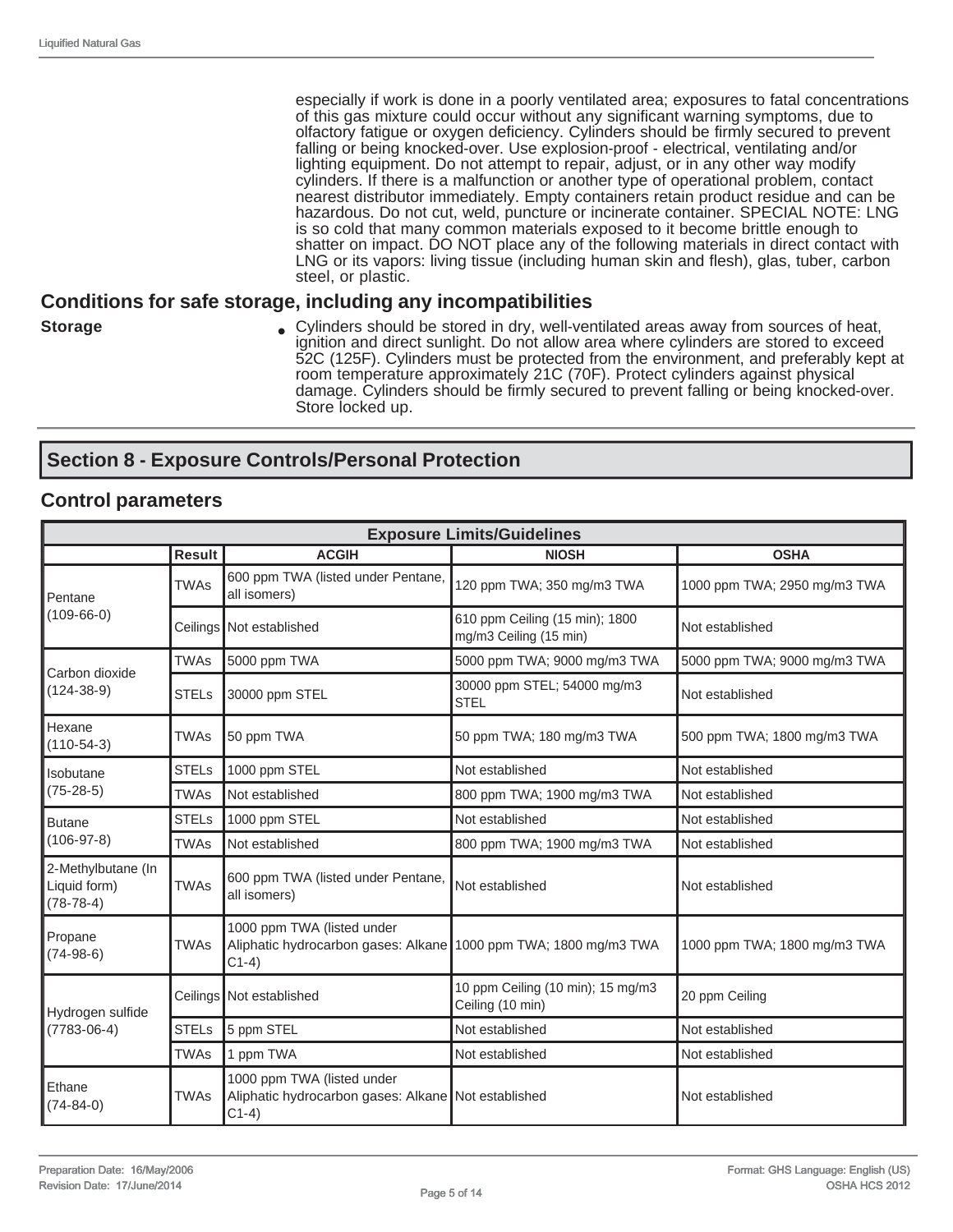especially if work is done in a poorly ventilated area; exposures to fatal concentrations of this gas mixture could occur without any significant warning symptoms, due to olfactory fatigue or oxygen deficiency. Cylinders should be firmly secured to prevent falling or being knocked-over. Use explosion-proof - electrical, ventilating and/or lighting equipment. Do not attempt to repair, adjust, or in any other way modify cylinders. If there is a malfunction or another type of operational problem, contact nearest distributor immediately. Empty containers retain product residue and can be hazardous. Do not cut, weld, puncture or incinerate container. SPECIAL NOTE: LNG is so cold that many common materials exposed to it become brittle enough to shatter on impact. DO NOT place any of the following materials in direct contact with LNG or its vapors: living tissue (including human skin and flesh), glas, tuber, carbon steel, or plastic.

## Conditions for safe storage, including any incompatibilities

**Storage**

- Cylinders should be stored in dry, well-ventilated areas away from sources of heat, ignition and direct sunlight. Do not allow area where cylinders are stored to exceed 52C (125F). Cylinders must be protected from the environment, and preferably kept at room temperature approximately 21C (70F). Protect cylinders against physical damage. Cylinders should be firmly secured to prevent falling or being knocked-over. Store locked up.

## Section 8 - Exposure Controls/Personal Protection

### Control parameters

| Exposure Limits/Guidelines | | | | |
|---|---|---|---|---|
| | **Result** | **ACGIH** | **NIOSH** | **OSHA** |
| Pentane (109-66-0) | TWAs | 600 ppm TWA (listed under Pentane, all isomers) | 120 ppm TWA; 350 mg/m3 TWA | 1000 ppm TWA; 2950 mg/m3 TWA |
| | Ceilings | Not established | 610 ppm Ceiling (15 min); 1800 mg/m3 Ceiling (15 min) | Not established |
| Carbon dioxide (124-38-9) | TWAs | 5000 ppm TWA | 5000 ppm TWA; 9000 mg/m3 TWA | 5000 ppm TWA; 9000 mg/m3 TWA |
| | STELs | 30000 ppm STEL | 30000 ppm STEL; 54000 mg/m3 STEL | Not established |
| Hexane (110-54-3) | TWAs | 50 ppm TWA | 50 ppm TWA; 180 mg/m3 TWA | 500 ppm TWA; 1800 mg/m3 TWA |
| Isobutane (75-28-5) | STELs | 1000 ppm STEL | Not established | Not established |
| | TWAs | Not established | 800 ppm TWA; 1900 mg/m3 TWA | Not established |
| Butane (106-97-8) | STELs | 1000 ppm STEL | Not established | Not established |
| | TWAs | Not established | 800 ppm TWA; 1900 mg/m3 TWA | Not established |
| 2-Methylbutane (In Liquid form) (78-78-4) | TWAs | 600 ppm TWA (listed under Pentane, all isomers) | Not established | Not established |
| Propane (74-98-6) | TWAs | 1000 ppm TWA (listed under Aliphatic hydrocarbon gases: Alkane C1-4) | 1000 ppm TWA; 1800 mg/m3 TWA | 1000 ppm TWA; 1800 mg/m3 TWA |
| Hydrogen sulfide (7783-06-4) | Ceilings | Not established | 10 ppm Ceiling (10 min); 15 mg/m3 Ceiling (10 min) | 20 ppm Ceiling |
| | STELs | 5 ppm STEL | Not established | Not established |
| | TWAs | 1 ppm TWA | Not established | Not established |
| Ethane (74-84-0) | TWAs | 1000 ppm TWA (listed under Aliphatic hydrocarbon gases: Alkane C1-4) | Not established | Not established |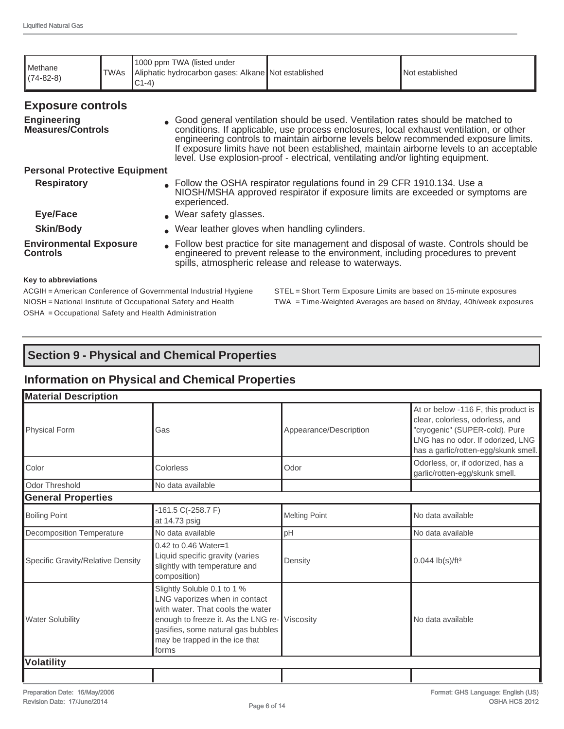| Methane (74-82-8) | TWAs | 1000 ppm TWA (listed under Aliphatic hydrocarbon gases: Alkane C1-4) | Not established | Not established |
|---|---|---|---|---|

## Exposure controls

**Engineering Measures/Controls**
- Good general ventilation should be used. Ventilation rates should be matched to conditions. If applicable, use process enclosures, local exhaust ventilation, or other engineering controls to maintain airborne levels below recommended exposure limits. If exposure limits have not been established, maintain airborne levels to an acceptable level. Use explosion-proof - electrical, ventilating and/or lighting equipment.

**Personal Protective Equipment**

**Respiratory**
- Follow the OSHA respirator regulations found in 29 CFR 1910.134. Use a NIOSH/MSHA approved respirator if exposure limits are exceeded or symptoms are experienced.

**Eye/Face**
- Wear safety glasses.

**Skin/Body**
- Wear leather gloves when handling cylinders.

**Environmental Exposure Controls**
- Follow best practice for site management and disposal of waste. Controls should be engineered to prevent release to the environment, including procedures to prevent spills, atmospheric release and release to waterways.

**Key to abbreviations**

ACGIH = American Conference of Governmental Industrial Hygiene
NIOSH = National Institute of Occupational Safety and Health
OSHA = Occupational Safety and Health Administration
STEL = Short Term Exposure Limits are based on 15-minute exposures
TWA = Time-Weighted Averages are based on 8h/day, 40h/week exposures

## Section 9 - Physical and Chemical Properties

### Information on Physical and Chemical Properties

| **Material Description** | | | |
|---|---|---|---|
| Physical Form | Gas | Appearance/Description | At or below -116 F, this product is clear, colorless, odorless, and "cryogenic" (SUPER-cold). Pure LNG has no odor. If odorized, LNG has a garlic/rotten-egg/skunk smell. |
| Color | Colorless | Odor | Odorless, or, if odorized, has a garlic/rotten-egg/skunk smell. |
| Odor Threshold | No data available | | |
| **General Properties** | | | |
| Boiling Point | -161.5 C(-258.7 F) at 14.73 psig | Melting Point | No data available |
| Decomposition Temperature | No data available | pH | No data available |
| Specific Gravity/Relative Density | 0.42 to 0.46 Water=1 Liquid specific gravity (varies slightly with temperature and composition) | Density | 0.044 lb(s)/ft³ |
| Water Solubility | Slightly Soluble 0.1 to 1 % LNG vaporizes when in contact with water. That cools the water enough to freeze it. As the LNG re-gasifies, some natural gas bubbles may be trapped in the ice that forms | Viscosity | No data available |
| **Volatility** | | | |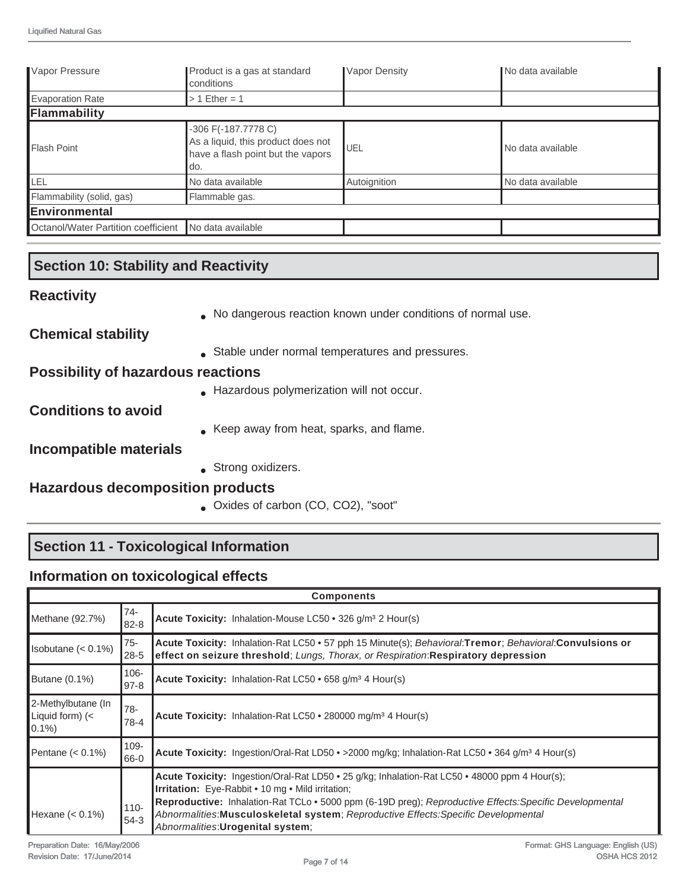| Vapor Pressure | Product is a gas at standard conditions | Vapor Density | No data available |
|---|---|---|---|
| Evaporation Rate | > 1 Ether = 1 | | |
| **Flammability** | | | |
| Flash Point | -306 F(-187.7778 C) As a liquid, this product does not have a flash point but the vapors do. | UEL | No data available |
| LEL | No data available | Autoignition | No data available |
| Flammability (solid, gas) | Flammable gas. | | |
| **Environmental** | | | |
| Octanol/Water Partition coefficient | No data available | | |

## Section 10: Stability and Reactivity

### Reactivity

- No dangerous reaction known under conditions of normal use.

### Chemical stability

- Stable under normal temperatures and pressures.

### Possibility of hazardous reactions

- Hazardous polymerization will not occur.

### Conditions to avoid

- Keep away from heat, sparks, and flame.

### Incompatible materials

- Strong oxidizers.

### Hazardous decomposition products

- Oxides of carbon (CO, $CO_2$), "soot"

## Section 11 - Toxicological Information

### Information on toxicological effects

| **Components** | | |
|---|---|---|
| Methane (92.7%) | 74-82-8 | **Acute Toxicity:** Inhalation-Mouse LC50 • 326 g/m³ 2 Hour(s) |
| Isobutane (< 0.1%) | 75-28-5 | **Acute Toxicity:** Inhalation-Rat LC50 • 57 pph 15 Minute(s); *Behavioral*:**Tremor**; *Behavioral*:**Convulsions or effect on seizure threshold**; *Lungs, Thorax, or Respiration*:**Respiratory depression** |
| Butane (0.1%) | 106-97-8 | **Acute Toxicity:** Inhalation-Rat LC50 • 658 g/m³ 4 Hour(s) |
| 2-Methylbutane (In Liquid form) (< 0.1%) | 78-78-4 | **Acute Toxicity:** Inhalation-Rat LC50 • 280000 mg/m³ 4 Hour(s) |
| Pentane (< 0.1%) | 109-66-0 | **Acute Toxicity:** Ingestion/Oral-Rat LD50 • >2000 mg/kg; Inhalation-Rat LC50 • 364 g/m³ 4 Hour(s) |
| Hexane (< 0.1%) | 110-54-3 | **Acute Toxicity:** Ingestion/Oral-Rat LD50 • 25 g/kg; Inhalation-Rat LC50 • 48000 ppm 4 Hour(s); **Irritation:** Eye-Rabbit • 10 mg • Mild irritation; **Reproductive:** Inhalation-Rat TCLo • 5000 ppm (6-19D preg); *Reproductive Effects:Specific Developmental Abnormalities*:**Musculoskeletal system**; *Reproductive Effects:Specific Developmental Abnormalities*:**Urogenital system**; |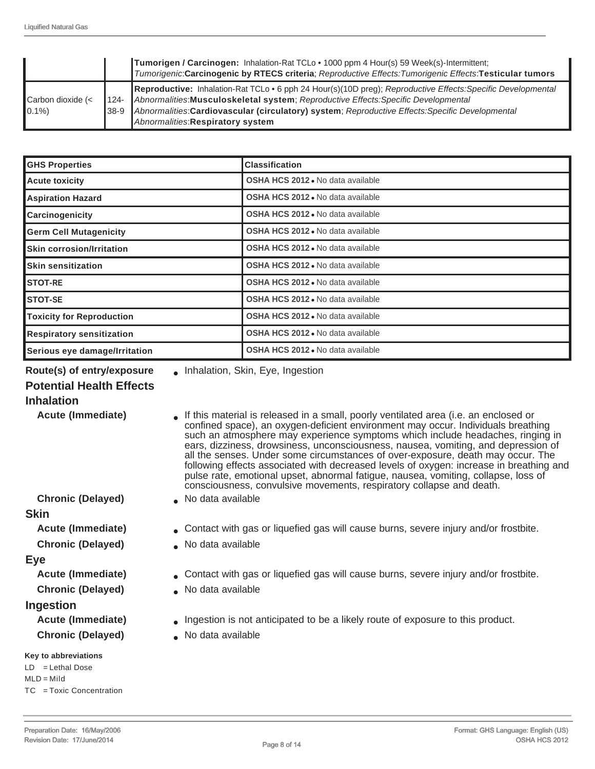| | | |
|---|---|---|
| | | **Tumorigen / Carcinogen:** Inhalation-Rat TCLo • 1000 ppm 4 Hour(s) 59 Week(s)-Intermittent; *Tumorigenic*:**Carcinogenic by RTECS criteria**; *Reproductive Effects:Tumorigenic Effects*:**Testicular tumors** |
| Carbon dioxide (< 0.1%) | 124-38-9 | **Reproductive:** Inhalation-Rat TCLo • 6 pph 24 Hour(s)(10D preg); *Reproductive Effects:Specific Developmental Abnormalities*:**Musculoskeletal system**; *Reproductive Effects:Specific Developmental Abnormalities*:**Cardiovascular (circulatory) system**; *Reproductive Effects:Specific Developmental Abnormalities*:**Respiratory system** |

| GHS Properties | Classification |
|---|---|
| Acute toxicity | **OSHA HCS 2012** • No data available |
| Aspiration Hazard | **OSHA HCS 2012** • No data available |
| Carcinogenicity | **OSHA HCS 2012** • No data available |
| Germ Cell Mutagenicity | **OSHA HCS 2012** • No data available |
| Skin corrosion/Irritation | **OSHA HCS 2012** • No data available |
| Skin sensitization | **OSHA HCS 2012** • No data available |
| STOT-RE | **OSHA HCS 2012** • No data available |
| STOT-SE | **OSHA HCS 2012** • No data available |
| Toxicity for Reproduction | **OSHA HCS 2012** • No data available |
| Respiratory sensitization | **OSHA HCS 2012** • No data available |
| Serious eye damage/Irritation | **OSHA HCS 2012** • No data available |

**Route(s) of entry/exposure** • Inhalation, Skin, Eye, Ingestion

**Potential Health Effects**

**Inhalation**

**Acute (Immediate)** • If this material is released in a small, poorly ventilated area (i.e. an enclosed or confined space), an oxygen-deficient environment may occur. Individuals breathing such an atmosphere may experience symptoms which include headaches, ringing in ears, dizziness, drowsiness, unconsciousness, nausea, vomiting, and depression of all the senses. Under some circumstances of over-exposure, death may occur. The following effects associated with decreased levels of oxygen: increase in breathing and pulse rate, emotional upset, abnormal fatigue, nausea, vomiting, collapse, loss of consciousness, convulsive movements, respiratory collapse and death.

**Chronic (Delayed)** • No data available

**Skin**

**Acute (Immediate)** • Contact with gas or liquefied gas will cause burns, severe injury and/or frostbite.

**Chronic (Delayed)** • No data available

**Eye**

**Acute (Immediate)** • Contact with gas or liquefied gas will cause burns, severe injury and/or frostbite.

**Chronic (Delayed)** • No data available

**Ingestion**

**Acute (Immediate)** • Ingestion is not anticipated to be a likely route of exposure to this product.

**Chronic (Delayed)** • No data available

**Key to abbreviations**

LD = Lethal Dose
MLD = Mild
TC = Toxic Concentration

Preparation Date: 16/May/2006
Revision Date: 17/June/2014

Format: GHS Language: English (US)
OSHA HCS 2012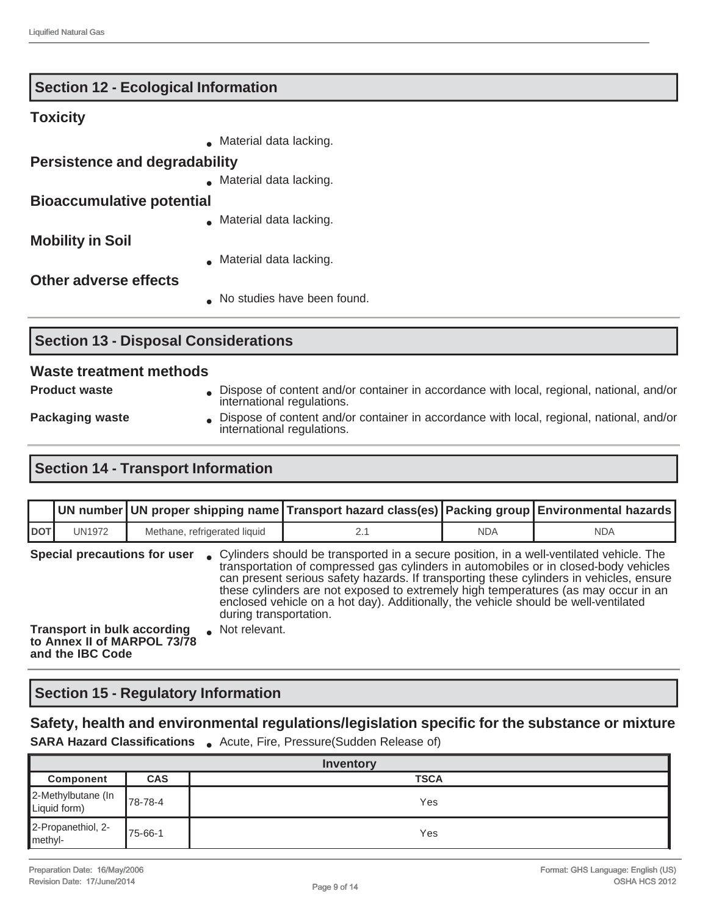## Section 12 - Ecological Information

### Toxicity

- Material data lacking.

### Persistence and degradability

- Material data lacking.

### Bioaccumulative potential

- Material data lacking.

### Mobility in Soil

- Material data lacking.

### Other adverse effects

- No studies have been found.

## Section 13 - Disposal Considerations

### Waste treatment methods

**Product waste**
- Dispose of content and/or container in accordance with local, regional, national, and/or international regulations.

**Packaging waste**
- Dispose of content and/or container in accordance with local, regional, national, and/or international regulations.

## Section 14 - Transport Information

| | UN number | UN proper shipping name | Transport hazard class(es) | Packing group | Environmental hazards |
|---|---|---|---|---|---|
| DOT | UN1972 | Methane, refrigerated liquid | 2.1 | NDA | NDA |

**Special precautions for user**
- Cylinders should be transported in a secure position, in a well-ventilated vehicle. The transportation of compressed gas cylinders in automobiles or in closed-body vehicles can present serious safety hazards. If transporting these cylinders in vehicles, ensure these cylinders are not exposed to extremely high temperatures (as may occur in an enclosed vehicle on a hot day). Additionally, the vehicle should be well-ventilated during transportation.

**Transport in bulk according to Annex II of MARPOL 73/78 and the IBC Code**
- Not relevant.

## Section 15 - Regulatory Information

### Safety, health and environmental regulations/legislation specific for the substance or mixture

**SARA Hazard Classifications**
- Acute, Fire, Pressure(Sudden Release of)

| Inventory | | |
|---|---|---|
| **Component** | **CAS** | **TSCA** |
| 2-Methylbutane (In Liquid form) | 78-78-4 | Yes |
| 2-Propanethiol, 2-methyl- | 75-66-1 | Yes |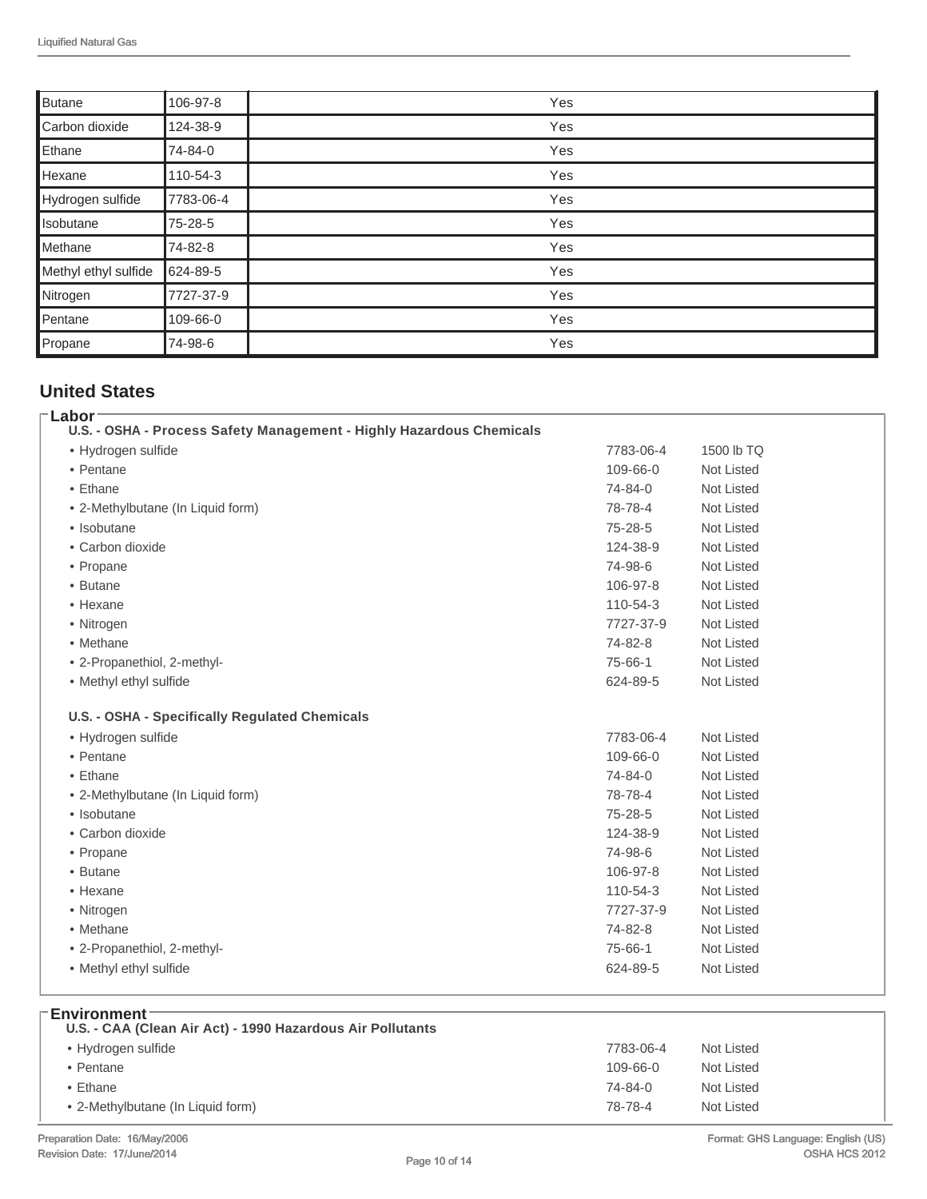| | | |
|---|---|---|
| Butane | 106-97-8 | Yes |
| Carbon dioxide | 124-38-9 | Yes |
| Ethane | 74-84-0 | Yes |
| Hexane | 110-54-3 | Yes |
| Hydrogen sulfide | 7783-06-4 | Yes |
| Isobutane | 75-28-5 | Yes |
| Methane | 74-82-8 | Yes |
| Methyl ethyl sulfide | 624-89-5 | Yes |
| Nitrogen | 7727-37-9 | Yes |
| Pentane | 109-66-0 | Yes |
| Propane | 74-98-6 | Yes |

## United States

### Labor

**U.S. - OSHA - Process Safety Management - Highly Hazardous Chemicals**

| | | |
|---|---|---|
| • Hydrogen sulfide | 7783-06-4 | 1500 lb TQ |
| • Pentane | 109-66-0 | Not Listed |
| • Ethane | 74-84-0 | Not Listed |
| • 2-Methylbutane (In Liquid form) | 78-78-4 | Not Listed |
| • Isobutane | 75-28-5 | Not Listed |
| • Carbon dioxide | 124-38-9 | Not Listed |
| • Propane | 74-98-6 | Not Listed |
| • Butane | 106-97-8 | Not Listed |
| • Hexane | 110-54-3 | Not Listed |
| • Nitrogen | 7727-37-9 | Not Listed |
| • Methane | 74-82-8 | Not Listed |
| • 2-Propanethiol, 2-methyl- | 75-66-1 | Not Listed |
| • Methyl ethyl sulfide | 624-89-5 | Not Listed |

**U.S. - OSHA - Specifically Regulated Chemicals**

| | | |
|---|---|---|
| • Hydrogen sulfide | 7783-06-4 | Not Listed |
| • Pentane | 109-66-0 | Not Listed |
| • Ethane | 74-84-0 | Not Listed |
| • 2-Methylbutane (In Liquid form) | 78-78-4 | Not Listed |
| • Isobutane | 75-28-5 | Not Listed |
| • Carbon dioxide | 124-38-9 | Not Listed |
| • Propane | 74-98-6 | Not Listed |
| • Butane | 106-97-8 | Not Listed |
| • Hexane | 110-54-3 | Not Listed |
| • Nitrogen | 7727-37-9 | Not Listed |
| • Methane | 74-82-8 | Not Listed |
| • 2-Propanethiol, 2-methyl- | 75-66-1 | Not Listed |
| • Methyl ethyl sulfide | 624-89-5 | Not Listed |

### Environment

**U.S. - CAA (Clean Air Act) - 1990 Hazardous Air Pollutants**

| | | |
|---|---|---|
| • Hydrogen sulfide | 7783-06-4 | Not Listed |
| • Pentane | 109-66-0 | Not Listed |
| • Ethane | 74-84-0 | Not Listed |
| • 2-Methylbutane (In Liquid form) | 78-78-4 | Not Listed |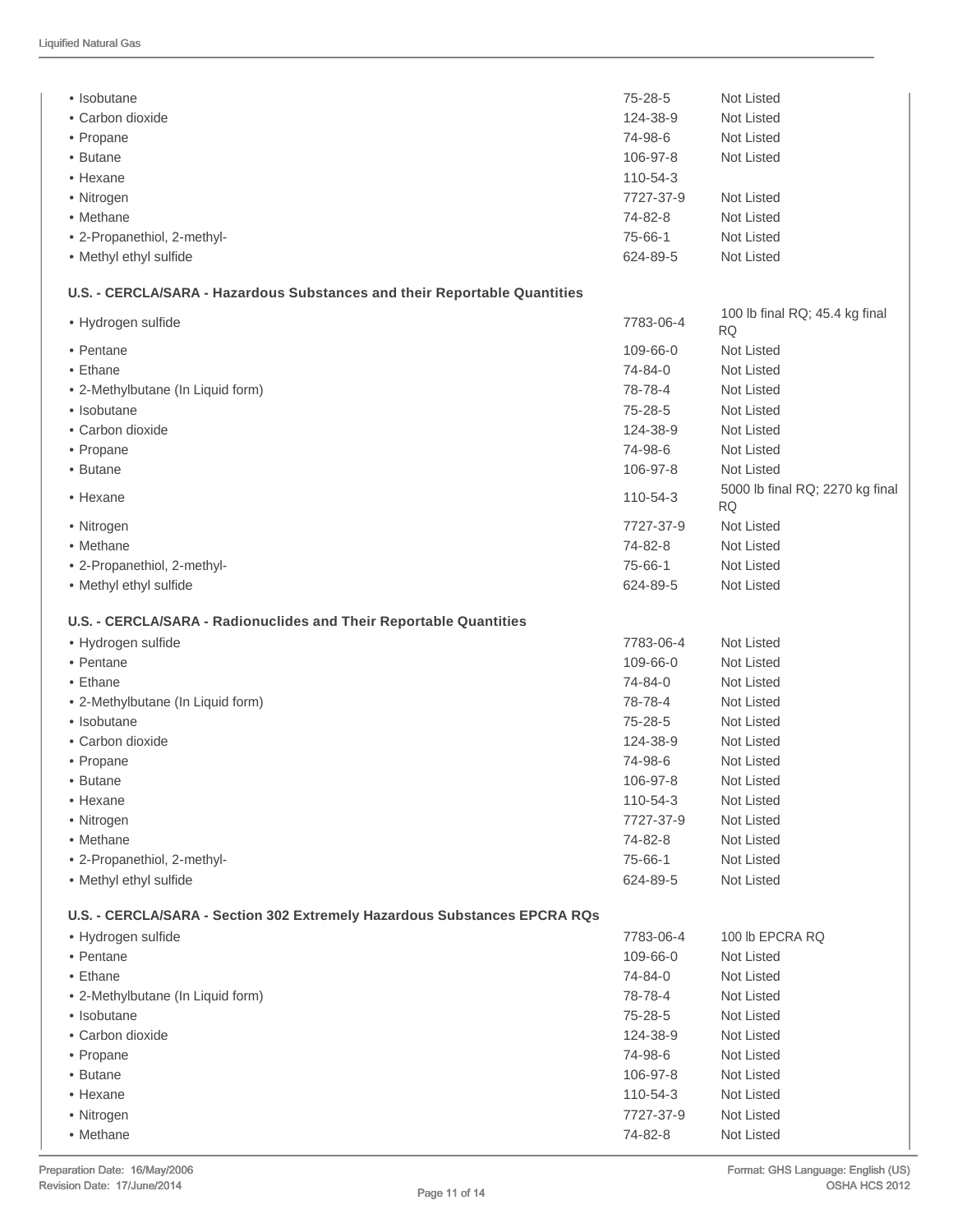| | | |
|---|---|---|
| • Isobutane | 75-28-5 | Not Listed |
| • Carbon dioxide | 124-38-9 | Not Listed |
| • Propane | 74-98-6 | Not Listed |
| • Butane | 106-97-8 | Not Listed |
| • Hexane | 110-54-3 | |
| • Nitrogen | 7727-37-9 | Not Listed |
| • Methane | 74-82-8 | Not Listed |
| • 2-Propanethiol, 2-methyl- | 75-66-1 | Not Listed |
| • Methyl ethyl sulfide | 624-89-5 | Not Listed |

**U.S. - CERCLA/SARA - Hazardous Substances and their Reportable Quantities**

| | | |
|---|---|---|
| • Hydrogen sulfide | 7783-06-4 | 100 lb final RQ; 45.4 kg final RQ |
| • Pentane | 109-66-0 | Not Listed |
| • Ethane | 74-84-0 | Not Listed |
| • 2-Methylbutane (In Liquid form) | 78-78-4 | Not Listed |
| • Isobutane | 75-28-5 | Not Listed |
| • Carbon dioxide | 124-38-9 | Not Listed |
| • Propane | 74-98-6 | Not Listed |
| • Butane | 106-97-8 | Not Listed |
| • Hexane | 110-54-3 | 5000 lb final RQ; 2270 kg final RQ |
| • Nitrogen | 7727-37-9 | Not Listed |
| • Methane | 74-82-8 | Not Listed |
| • 2-Propanethiol, 2-methyl- | 75-66-1 | Not Listed |
| • Methyl ethyl sulfide | 624-89-5 | Not Listed |

**U.S. - CERCLA/SARA - Radionuclides and Their Reportable Quantities**

| | | |
|---|---|---|
| • Hydrogen sulfide | 7783-06-4 | Not Listed |
| • Pentane | 109-66-0 | Not Listed |
| • Ethane | 74-84-0 | Not Listed |
| • 2-Methylbutane (In Liquid form) | 78-78-4 | Not Listed |
| • Isobutane | 75-28-5 | Not Listed |
| • Carbon dioxide | 124-38-9 | Not Listed |
| • Propane | 74-98-6 | Not Listed |
| • Butane | 106-97-8 | Not Listed |
| • Hexane | 110-54-3 | Not Listed |
| • Nitrogen | 7727-37-9 | Not Listed |
| • Methane | 74-82-8 | Not Listed |
| • 2-Propanethiol, 2-methyl- | 75-66-1 | Not Listed |
| • Methyl ethyl sulfide | 624-89-5 | Not Listed |

**U.S. - CERCLA/SARA - Section 302 Extremely Hazardous Substances EPCRA RQs**

| | | |
|---|---|---|
| • Hydrogen sulfide | 7783-06-4 | 100 lb EPCRA RQ |
| • Pentane | 109-66-0 | Not Listed |
| • Ethane | 74-84-0 | Not Listed |
| • 2-Methylbutane (In Liquid form) | 78-78-4 | Not Listed |
| • Isobutane | 75-28-5 | Not Listed |
| • Carbon dioxide | 124-38-9 | Not Listed |
| • Propane | 74-98-6 | Not Listed |
| • Butane | 106-97-8 | Not Listed |
| • Hexane | 110-54-3 | Not Listed |
| • Nitrogen | 7727-37-9 | Not Listed |
| • Methane | 74-82-8 | Not Listed |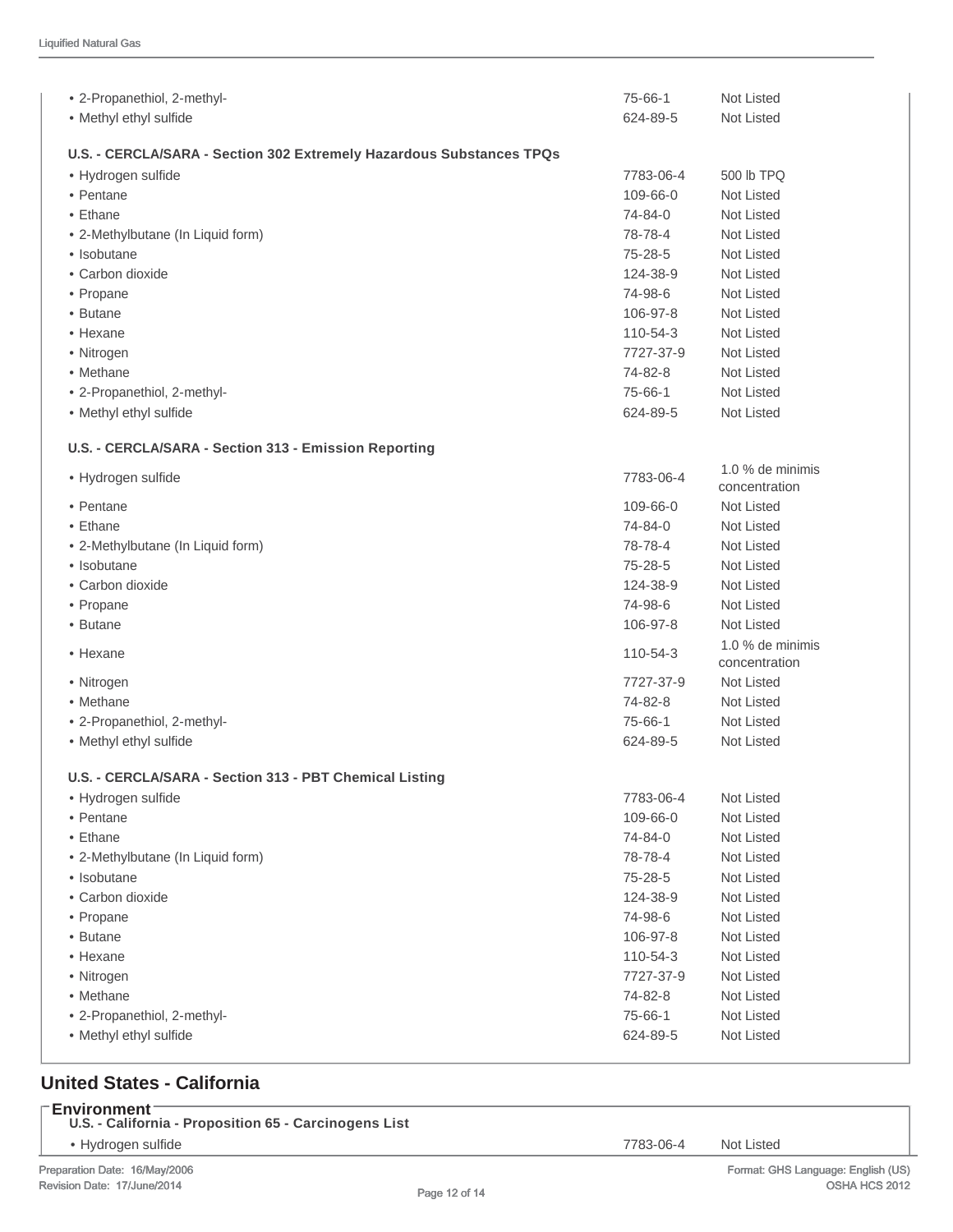| | | |
|---|---|---|
| • 2-Propanethiol, 2-methyl- | 75-66-1 | Not Listed |
| • Methyl ethyl sulfide | 624-89-5 | Not Listed |

**U.S. - CERCLA/SARA - Section 302 Extremely Hazardous Substances TPQs**

| | | |
|---|---|---|
| • Hydrogen sulfide | 7783-06-4 | 500 lb TPQ |
| • Pentane | 109-66-0 | Not Listed |
| • Ethane | 74-84-0 | Not Listed |
| • 2-Methylbutane (In Liquid form) | 78-78-4 | Not Listed |
| • Isobutane | 75-28-5 | Not Listed |
| • Carbon dioxide | 124-38-9 | Not Listed |
| • Propane | 74-98-6 | Not Listed |
| • Butane | 106-97-8 | Not Listed |
| • Hexane | 110-54-3 | Not Listed |
| • Nitrogen | 7727-37-9 | Not Listed |
| • Methane | 74-82-8 | Not Listed |
| • 2-Propanethiol, 2-methyl- | 75-66-1 | Not Listed |
| • Methyl ethyl sulfide | 624-89-5 | Not Listed |

**U.S. - CERCLA/SARA - Section 313 - Emission Reporting**

| | | |
|---|---|---|
| • Hydrogen sulfide | 7783-06-4 | 1.0 % de minimis concentration |
| • Pentane | 109-66-0 | Not Listed |
| • Ethane | 74-84-0 | Not Listed |
| • 2-Methylbutane (In Liquid form) | 78-78-4 | Not Listed |
| • Isobutane | 75-28-5 | Not Listed |
| • Carbon dioxide | 124-38-9 | Not Listed |
| • Propane | 74-98-6 | Not Listed |
| • Butane | 106-97-8 | Not Listed |
| • Hexane | 110-54-3 | 1.0 % de minimis concentration |
| • Nitrogen | 7727-37-9 | Not Listed |
| • Methane | 74-82-8 | Not Listed |
| • 2-Propanethiol, 2-methyl- | 75-66-1 | Not Listed |
| • Methyl ethyl sulfide | 624-89-5 | Not Listed |

**U.S. - CERCLA/SARA - Section 313 - PBT Chemical Listing**

| | | |
|---|---|---|
| • Hydrogen sulfide | 7783-06-4 | Not Listed |
| • Pentane | 109-66-0 | Not Listed |
| • Ethane | 74-84-0 | Not Listed |
| • 2-Methylbutane (In Liquid form) | 78-78-4 | Not Listed |
| • Isobutane | 75-28-5 | Not Listed |
| • Carbon dioxide | 124-38-9 | Not Listed |
| • Propane | 74-98-6 | Not Listed |
| • Butane | 106-97-8 | Not Listed |
| • Hexane | 110-54-3 | Not Listed |
| • Nitrogen | 7727-37-9 | Not Listed |
| • Methane | 74-82-8 | Not Listed |
| • 2-Propanethiol, 2-methyl- | 75-66-1 | Not Listed |
| • Methyl ethyl sulfide | 624-89-5 | Not Listed |

## United States - California

**Environment**

**U.S. - California - Proposition 65 - Carcinogens List**

| | | |
|---|---|---|
| • Hydrogen sulfide | 7783-06-4 | Not Listed |

Preparation Date: 16/May/2006
Revision Date: 17/June/2014

Format: GHS Language: English (US)
OSHA HCS 2012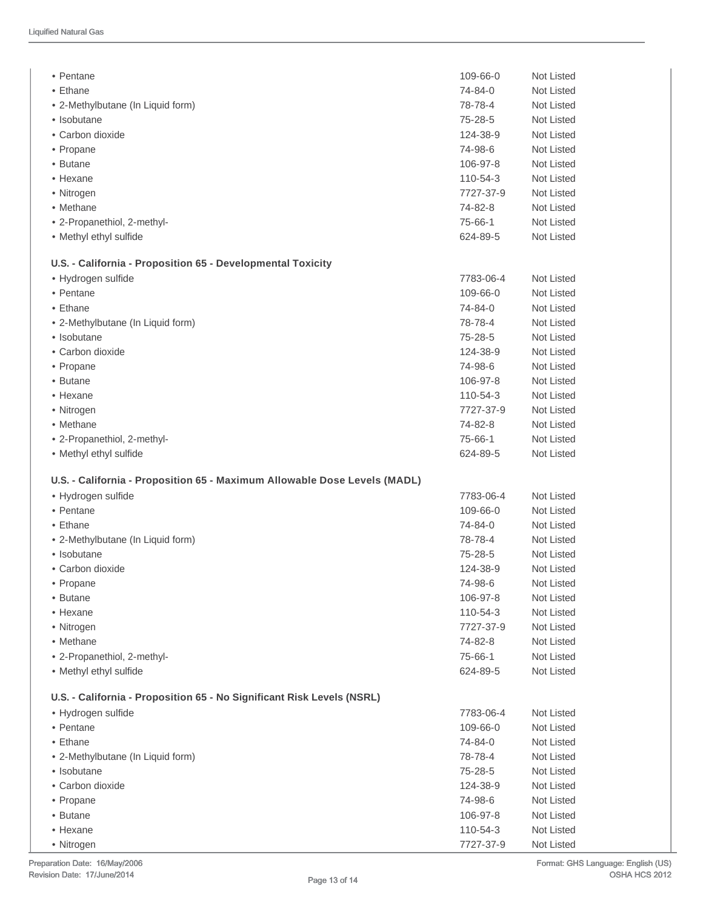| | | |
|---|---|---|
| • Pentane | 109-66-0 | Not Listed |
| • Ethane | 74-84-0 | Not Listed |
| • 2-Methylbutane (In Liquid form) | 78-78-4 | Not Listed |
| • Isobutane | 75-28-5 | Not Listed |
| • Carbon dioxide | 124-38-9 | Not Listed |
| • Propane | 74-98-6 | Not Listed |
| • Butane | 106-97-8 | Not Listed |
| • Hexane | 110-54-3 | Not Listed |
| • Nitrogen | 7727-37-9 | Not Listed |
| • Methane | 74-82-8 | Not Listed |
| • 2-Propanethiol, 2-methyl- | 75-66-1 | Not Listed |
| • Methyl ethyl sulfide | 624-89-5 | Not Listed |

**U.S. - California - Proposition 65 - Developmental Toxicity**

| | | |
|---|---|---|
| • Hydrogen sulfide | 7783-06-4 | Not Listed |
| • Pentane | 109-66-0 | Not Listed |
| • Ethane | 74-84-0 | Not Listed |
| • 2-Methylbutane (In Liquid form) | 78-78-4 | Not Listed |
| • Isobutane | 75-28-5 | Not Listed |
| • Carbon dioxide | 124-38-9 | Not Listed |
| • Propane | 74-98-6 | Not Listed |
| • Butane | 106-97-8 | Not Listed |
| • Hexane | 110-54-3 | Not Listed |
| • Nitrogen | 7727-37-9 | Not Listed |
| • Methane | 74-82-8 | Not Listed |
| • 2-Propanethiol, 2-methyl- | 75-66-1 | Not Listed |
| • Methyl ethyl sulfide | 624-89-5 | Not Listed |

**U.S. - California - Proposition 65 - Maximum Allowable Dose Levels (MADL)**

| | | |
|---|---|---|
| • Hydrogen sulfide | 7783-06-4 | Not Listed |
| • Pentane | 109-66-0 | Not Listed |
| • Ethane | 74-84-0 | Not Listed |
| • 2-Methylbutane (In Liquid form) | 78-78-4 | Not Listed |
| • Isobutane | 75-28-5 | Not Listed |
| • Carbon dioxide | 124-38-9 | Not Listed |
| • Propane | 74-98-6 | Not Listed |
| • Butane | 106-97-8 | Not Listed |
| • Hexane | 110-54-3 | Not Listed |
| • Nitrogen | 7727-37-9 | Not Listed |
| • Methane | 74-82-8 | Not Listed |
| • 2-Propanethiol, 2-methyl- | 75-66-1 | Not Listed |
| • Methyl ethyl sulfide | 624-89-5 | Not Listed |

**U.S. - California - Proposition 65 - No Significant Risk Levels (NSRL)**

| | | |
|---|---|---|
| • Hydrogen sulfide | 7783-06-4 | Not Listed |
| • Pentane | 109-66-0 | Not Listed |
| • Ethane | 74-84-0 | Not Listed |
| • 2-Methylbutane (In Liquid form) | 78-78-4 | Not Listed |
| • Isobutane | 75-28-5 | Not Listed |
| • Carbon dioxide | 124-38-9 | Not Listed |
| • Propane | 74-98-6 | Not Listed |
| • Butane | 106-97-8 | Not Listed |
| • Hexane | 110-54-3 | Not Listed |
| • Nitrogen | 7727-37-9 | Not Listed |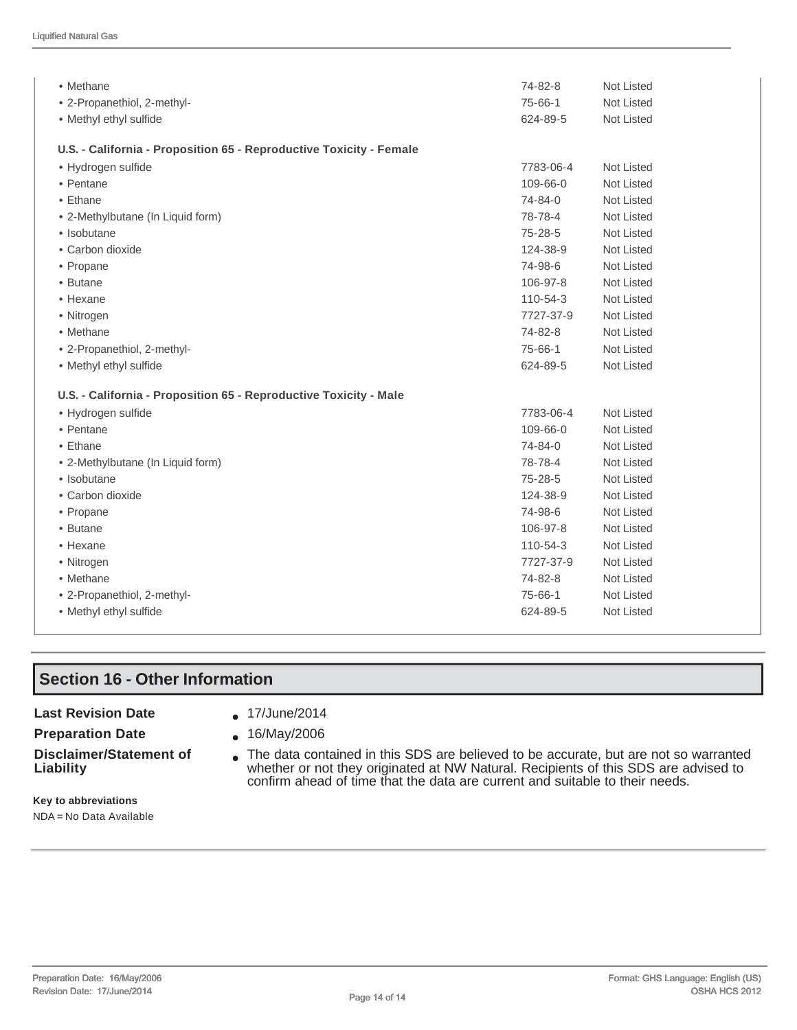| | | |
|---|---|---|
| • Methane | 74-82-8 | Not Listed |
| • 2-Propanethiol, 2-methyl- | 75-66-1 | Not Listed |
| • Methyl ethyl sulfide | 624-89-5 | Not Listed |

**U.S. - California - Proposition 65 - Reproductive Toxicity - Female**

| | | |
|---|---|---|
| • Hydrogen sulfide | 7783-06-4 | Not Listed |
| • Pentane | 109-66-0 | Not Listed |
| • Ethane | 74-84-0 | Not Listed |
| • 2-Methylbutane (In Liquid form) | 78-78-4 | Not Listed |
| • Isobutane | 75-28-5 | Not Listed |
| • Carbon dioxide | 124-38-9 | Not Listed |
| • Propane | 74-98-6 | Not Listed |
| • Butane | 106-97-8 | Not Listed |
| • Hexane | 110-54-3 | Not Listed |
| • Nitrogen | 7727-37-9 | Not Listed |
| • Methane | 74-82-8 | Not Listed |
| • 2-Propanethiol, 2-methyl- | 75-66-1 | Not Listed |
| • Methyl ethyl sulfide | 624-89-5 | Not Listed |

**U.S. - California - Proposition 65 - Reproductive Toxicity - Male**

| | | |
|---|---|---|
| • Hydrogen sulfide | 7783-06-4 | Not Listed |
| • Pentane | 109-66-0 | Not Listed |
| • Ethane | 74-84-0 | Not Listed |
| • 2-Methylbutane (In Liquid form) | 78-78-4 | Not Listed |
| • Isobutane | 75-28-5 | Not Listed |
| • Carbon dioxide | 124-38-9 | Not Listed |
| • Propane | 74-98-6 | Not Listed |
| • Butane | 106-97-8 | Not Listed |
| • Hexane | 110-54-3 | Not Listed |
| • Nitrogen | 7727-37-9 | Not Listed |
| • Methane | 74-82-8 | Not Listed |
| • 2-Propanethiol, 2-methyl- | 75-66-1 | Not Listed |
| • Methyl ethyl sulfide | 624-89-5 | Not Listed |

## Section 16 - Other Information

| | |
|---|---|
| **Last Revision Date** | • 17/June/2014 |
| **Preparation Date** | • 16/May/2006 |
| **Disclaimer/Statement of Liability** | • The data contained in this SDS are believed to be accurate, but are not so warranted whether or not they originated at NW Natural. Recipients of this SDS are advised to confirm ahead of time that the data are current and suitable to their needs. |

**Key to abbreviations**

NDA = No Data Available